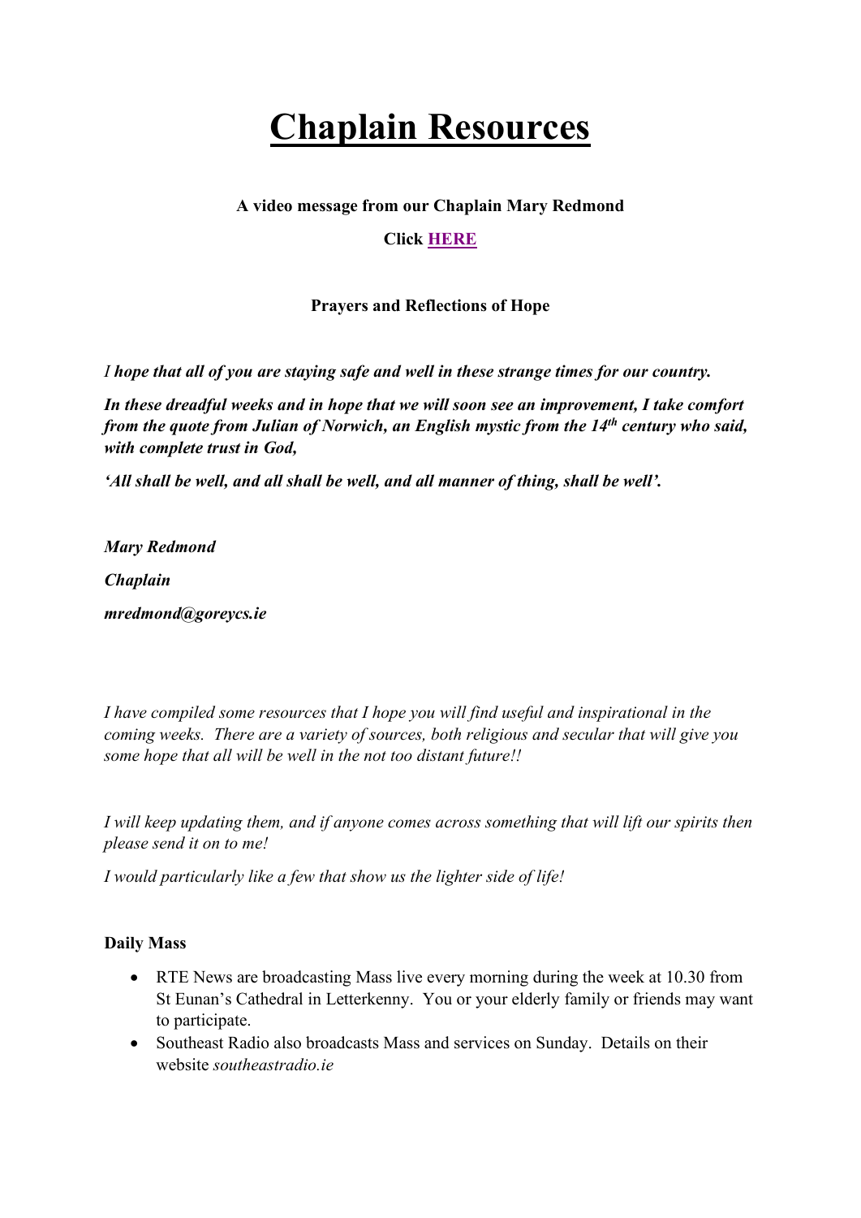# Chaplain Resources

**A video message from our Chaplain Mary Redmond**

**Click HERE**

**Prayers and Reflections of Hope**

*I* ***hope that all of you are staying safe and well in these strange times for our country.***

***In these dreadful weeks and in hope that we will soon see an improvement, I take comfort from the quote from Julian of Norwich, an English mystic from the 14th century who said, with complete trust in God,***

***'All shall be well, and all shall be well, and all manner of thing, shall be well'.***

***Mary Redmond***

***Chaplain***

***mredmond@goreycs.ie***

*I have compiled some resources that I hope you will find useful and inspirational in the coming weeks. There are a variety of sources, both religious and secular that will give you some hope that all will be well in the not too distant future!!*

*I will keep updating them, and if anyone comes across something that will lift our spirits then please send it on to me!*

*I would particularly like a few that show us the lighter side of life!*

**Daily Mass**

- RTE News are broadcasting Mass live every morning during the week at 10.30 from St Eunan's Cathedral in Letterkenny. You or your elderly family or friends may want to participate.
- Southeast Radio also broadcasts Mass and services on Sunday. Details on their website *southeastradio.ie*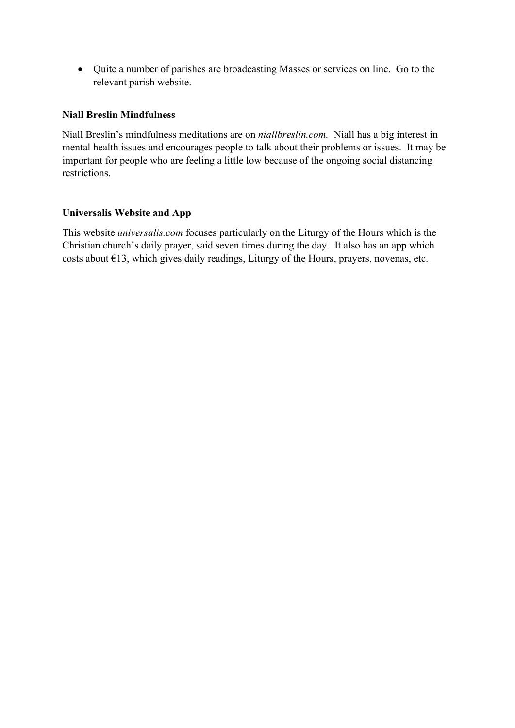- Quite a number of parishes are broadcasting Masses or services on line. Go to the relevant parish website.

**Niall Breslin Mindfulness**

Niall Breslin's mindfulness meditations are on *niallbreslin.com.* Niall has a big interest in mental health issues and encourages people to talk about their problems or issues. It may be important for people who are feeling a little low because of the ongoing social distancing restrictions.

**Universalis Website and App**

This website *universalis.com* focuses particularly on the Liturgy of the Hours which is the Christian church's daily prayer, said seven times during the day. It also has an app which costs about €13, which gives daily readings, Liturgy of the Hours, prayers, novenas, etc.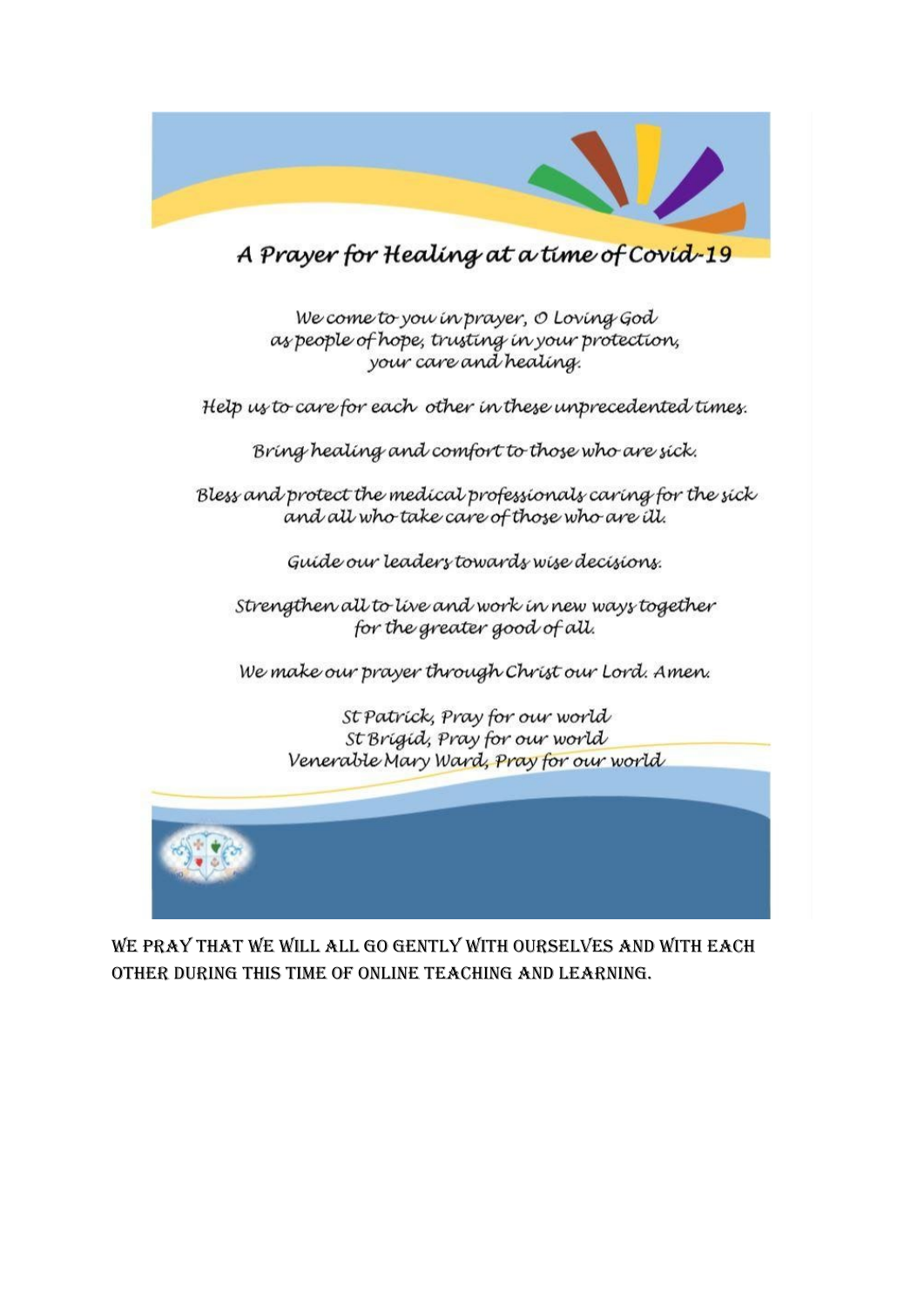## A Prayer for Healing at a time of Covid-19

*We come to you in prayer, O Loving God*
*as people of hope, trusting in your protection,*
*your care and healing.*

*Help us to care for each other in these unprecedented times.*

*Bring healing and comfort to those who are sick.*

*Bless and protect the medical professionals caring for the sick*
*and all who take care of those who are ill.*

*Guide our leaders towards wise decisions.*

*Strengthen all to live and work in new ways together*
*for the greater good of all.*

*We make our prayer through Christ our Lord. Amen.*

*St Patrick, Pray for our world*
*St Brigid, Pray for our world*
*Venerable Mary Ward, Pray for our world*

WE PRAY THAT WE WILL ALL GO GENTLY WITH OURSELVES AND WITH EACH OTHER DURING THIS TIME OF ONLINE TEACHING AND LEARNING.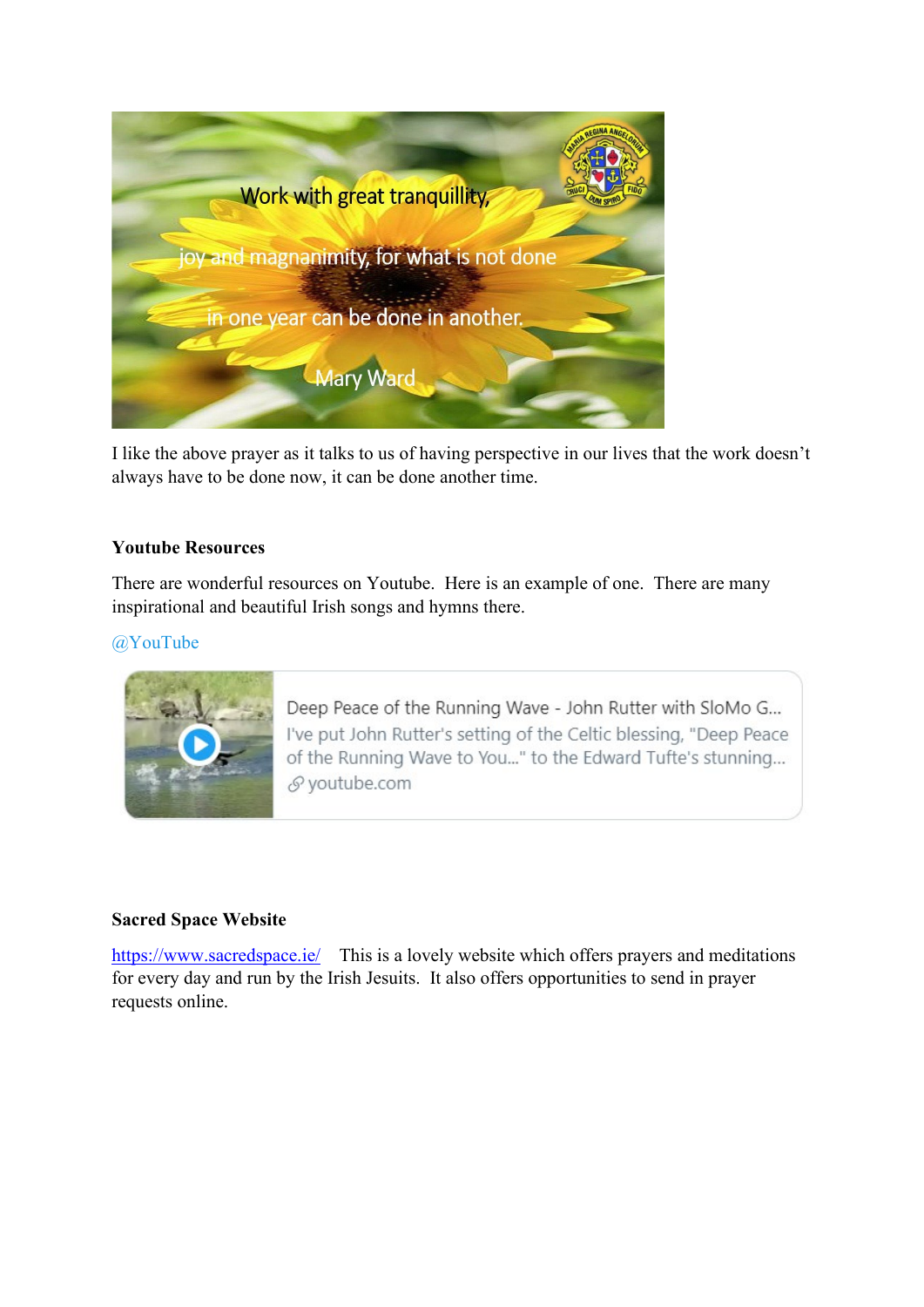Work with great tranquillity, joy and magnanimity, for what is not done in one year can be done in another.

Mary Ward

I like the above prayer as it talks to us of having perspective in our lives that the work doesn't always have to be done now, it can be done another time.

**Youtube Resources**

There are wonderful resources on Youtube. Here is an example of one. There are many inspirational and beautiful Irish songs and hymns there.

@YouTube

Deep Peace of the Running Wave - John Rutter with SloMo G...
I've put John Rutter's setting of the Celtic blessing, "Deep Peace of the Running Wave to You..." to the Edward Tufte's stunning...
youtube.com

**Sacred Space Website**

https://www.sacredspace.ie/ This is a lovely website which offers prayers and meditations for every day and run by the Irish Jesuits. It also offers opportunities to send in prayer requests online.